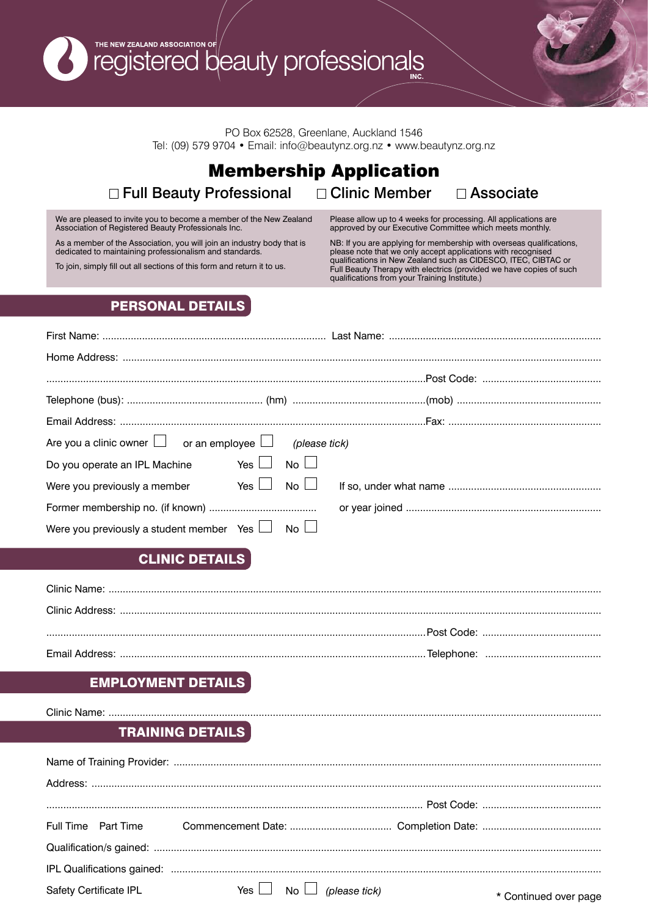THE NEW ZEALAND ASSOCIATION OF

# registered beauty professionals INC.

PO Box 62528, Greenlane, Auckland 1546
Tel: (09) 579 9704 • Email: info@beautynz.org.nz • www.beautynz.org.nz

## Membership Application

☐ Full Beauty Professional ☐ Clinic Member ☐ Associate

We are pleased to invite you to become a member of the New Zealand Association of Registered Beauty Professionals Inc.

As a member of the Association, you will join an industry body that is dedicated to maintaining professionalism and standards.

To join, simply fill out all sections of this form and return it to us.

Please allow up to 4 weeks for processing. All applications are approved by our Executive Committee which meets monthly.

NB: If you are applying for membership with overseas qualifications, please note that we only accept applications with recognised qualifications in New Zealand such as CIDESCO, ITEC, CIBTAC or Full Beauty Therapy with electrics (provided we have copies of such qualifications from your Training Institute.)

## PERSONAL DETAILS

First Name: .............................................................................. Last Name: ..........................................................................

Home Address: ..........................................................................................................................................................................

.....................................................................................................................................Post Code: ..........................................

Telephone (bus): ................................................ (hm) ...............................................(mob) ...................................................

Email Address: ............................................................................................................Fax: ......................................................

Are you a clinic owner ☐ or an employee ☐ *(please tick)*

Do you operate an IPL Machine Yes ☐ No ☐

Were you previously a member Yes ☐ No ☐ If so, under what name .....................................................

Former membership no. (if known) ...................................... or year joined .....................................................................

Were you previously a student member Yes ☐ No ☐

## CLINIC DETAILS

Clinic Name: ..............................................................................................................................................................................

Clinic Address: ..........................................................................................................................................................................

.....................................................................................................................................Post Code: ..........................................

Email Address: ............................................................................................................Telephone: .........................................

## EMPLOYMENT DETAILS

Clinic Name: ..............................................................................................................................................................................

## TRAINING DETAILS

Name of Training Provider: .......................................................................................................................................................

Address: ....................................................................................................................................................................................

..................................................................................................................................... Post Code: ..........................................

Full Time Part Time Commencement Date: .................................... Completion Date: ..........................................

Qualification/s gained: ...............................................................................................................................................................

IPL Qualifications gained: .........................................................................................................................................................

Safety Certificate IPL Yes ☐ No ☐ *(please tick)*

\* Continued over page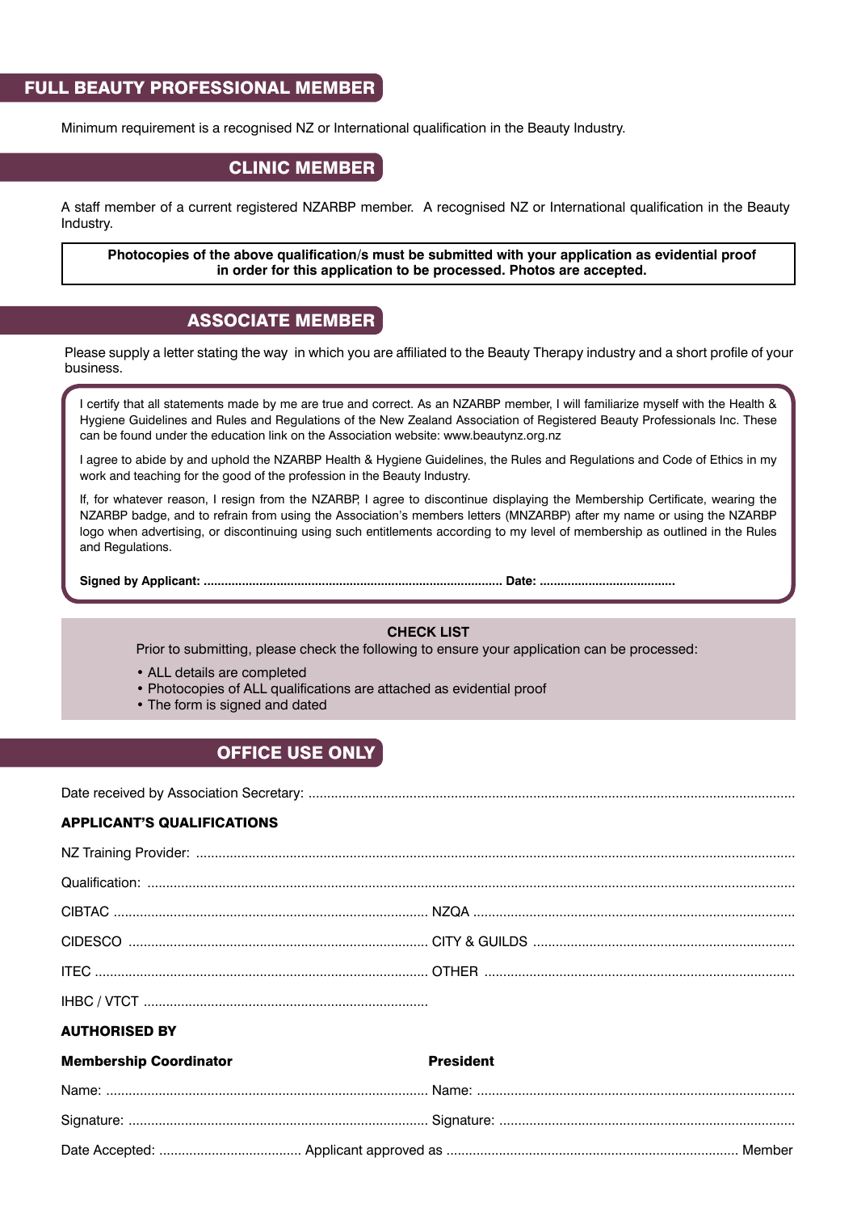## FULL BEAUTY PROFESSIONAL MEMBER

Minimum requirement is a recognised NZ or International qualification in the Beauty Industry.

## CLINIC MEMBER

A staff member of a current registered NZARBP member. A recognised NZ or International qualification in the Beauty Industry.

**Photocopies of the above qualification/s must be submitted with your application as evidential proof in order for this application to be processed. Photos are accepted.**

## ASSOCIATE MEMBER

Please supply a letter stating the way in which you are affiliated to the Beauty Therapy industry and a short profile of your business.

I certify that all statements made by me are true and correct. As an NZARBP member, I will familiarize myself with the Health & Hygiene Guidelines and Rules and Regulations of the New Zealand Association of Registered Beauty Professionals Inc. These can be found under the education link on the Association website: www.beautynz.org.nz

I agree to abide by and uphold the NZARBP Health & Hygiene Guidelines, the Rules and Regulations and Code of Ethics in my work and teaching for the good of the profession in the Beauty Industry.

If, for whatever reason, I resign from the NZARBP, I agree to discontinue displaying the Membership Certificate, wearing the NZARBP badge, and to refrain from using the Association's members letters (MNZARBP) after my name or using the NZARBP logo when advertising, or discontinuing using such entitlements according to my level of membership as outlined in the Rules and Regulations.

**Signed by Applicant:** ........................................................................................ **Date:** ......................................

**CHECK LIST**

Prior to submitting, please check the following to ensure your application can be processed:

- ALL details are completed
- Photocopies of ALL qualifications are attached as evidential proof
- The form is signed and dated

## OFFICE USE ONLY

Date received by Association Secretary: ..................................................................................................................................

**APPLICANT'S QUALIFICATIONS**

NZ Training Provider: ..............................................................................................................................................

Qualification: ............................................................................................................................................................

CIBTAC .................................................................................... NZQA ......................................................................................

CIDESCO ............................................................................... CITY & GUILDS .....................................................................

ITEC ........................................................................................ OTHER ..................................................................................

IHBC / VTCT ...........................................................................

**AUTHORISED BY**

**Membership Coordinator** | **President**

Name: ..................................................................................... Name: .....................................................................................

Signature: ............................................................................... Signature: ..............................................................................

Date Accepted: ...................................... Applicant approved as ............................................................................. Member